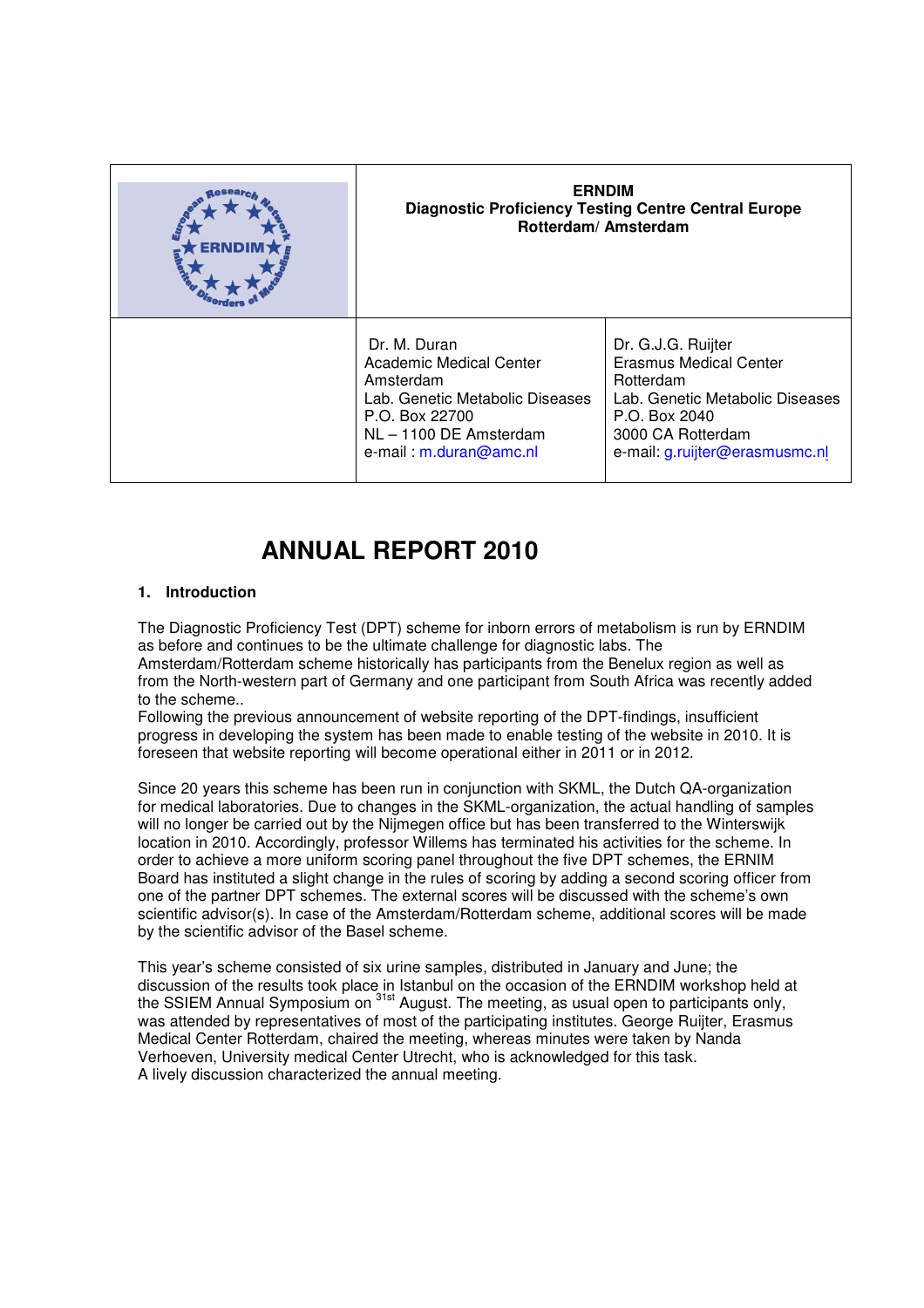| | **ERNDIM**<br>**Diagnostic Proficiency Testing Centre Central Europe**<br>**Rotterdam/ Amsterdam** | |
|---|---|---|
| | Dr. M. Duran<br>Academic Medical Center<br>Amsterdam<br>Lab. Genetic Metabolic Diseases<br>P.O. Box 22700<br>NL – 1100 DE Amsterdam<br>e-mail : m.duran@amc.nl | Dr. G.J.G. Ruijter<br>Erasmus Medical Center<br>Rotterdam<br>Lab. Genetic Metabolic Diseases<br>P.O. Box 2040<br>3000 CA Rotterdam<br>e-mail: g.ruijter@erasmusmc.nl |

# ANNUAL REPORT 2010

## 1. Introduction

The Diagnostic Proficiency Test (DPT) scheme for inborn errors of metabolism is run by ERNDIM as before and continues to be the ultimate challenge for diagnostic labs. The Amsterdam/Rotterdam scheme historically has participants from the Benelux region as well as from the North-western part of Germany and one participant from South Africa was recently added to the scheme..

Following the previous announcement of website reporting of the DPT-findings, insufficient progress in developing the system has been made to enable testing of the website in 2010. It is foreseen that website reporting will become operational either in 2011 or in 2012.

Since 20 years this scheme has been run in conjunction with SKML, the Dutch QA-organization for medical laboratories. Due to changes in the SKML-organization, the actual handling of samples will no longer be carried out by the Nijmegen office but has been transferred to the Winterswijk location in 2010. Accordingly, professor Willems has terminated his activities for the scheme. In order to achieve a more uniform scoring panel throughout the five DPT schemes, the ERNIM Board has instituted a slight change in the rules of scoring by adding a second scoring officer from one of the partner DPT schemes. The external scores will be discussed with the scheme's own scientific advisor(s). In case of the Amsterdam/Rotterdam scheme, additional scores will be made by the scientific advisor of the Basel scheme.

This year's scheme consisted of six urine samples, distributed in January and June; the discussion of the results took place in Istanbul on the occasion of the ERNDIM workshop held at the SSIEM Annual Symposium on 31st August. The meeting, as usual open to participants only, was attended by representatives of most of the participating institutes. George Ruijter, Erasmus Medical Center Rotterdam, chaired the meeting, whereas minutes were taken by Nanda Verhoeven, University medical Center Utrecht, who is acknowledged for this task.

A lively discussion characterized the annual meeting.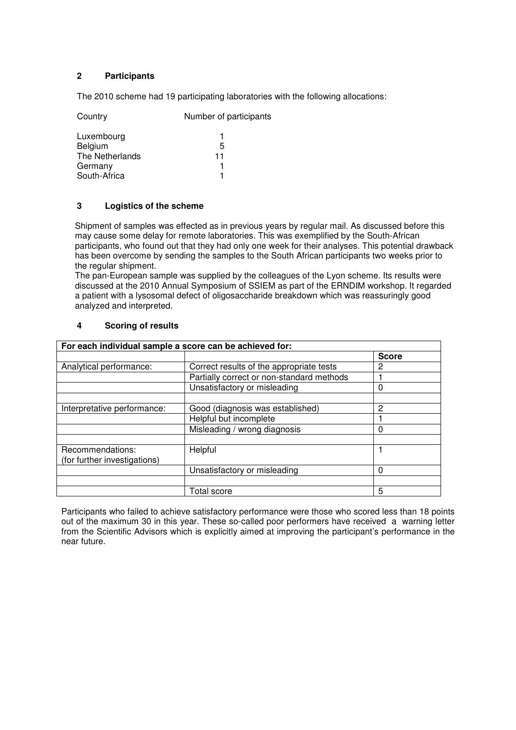## 2 Participants

The 2010 scheme had 19 participating laboratories with the following allocations:

| Country | Number of participants |
|---|---|
| Luxembourg | 1 |
| Belgium | 5 |
| The Netherlands | 11 |
| Germany | 1 |
| South-Africa | 1 |

## 3 Logistics of the scheme

Shipment of samples was effected as in previous years by regular mail. As discussed before this may cause some delay for remote laboratories. This was exemplified by the South-African participants, who found out that they had only one week for their analyses. This potential drawback has been overcome by sending the samples to the South African participants two weeks prior to the regular shipment.
The pan-European sample was supplied by the colleagues of the Lyon scheme. Its results were discussed at the 2010 Annual Symposium of SSIEM as part of the ERNDIM workshop. It regarded a patient with a lysosomal defect of oligosaccharide breakdown which was reassuringly good analyzed and interpreted.

## 4 Scoring of results

| For each individual sample a score can be achieved for: | | |
|---|---|---|
| | | **Score** |
| Analytical performance: | Correct results of the appropriate tests | 2 |
| | Partially correct or non-standard methods | 1 |
| | Unsatisfactory or misleading | 0 |
| | | |
| Interpretative performance: | Good (diagnosis was established) | 2 |
| | Helpful but incomplete | 1 |
| | Misleading / wrong diagnosis | 0 |
| | | |
| Recommendations: (for further investigations) | Helpful | 1 |
| | Unsatisfactory or misleading | 0 |
| | | |
| | Total score | 5 |

Participants who failed to achieve satisfactory performance were those who scored less than 18 points out of the maximum 30 in this year. These so-called poor performers have received a warning letter from the Scientific Advisors which is explicitly aimed at improving the participant's performance in the near future.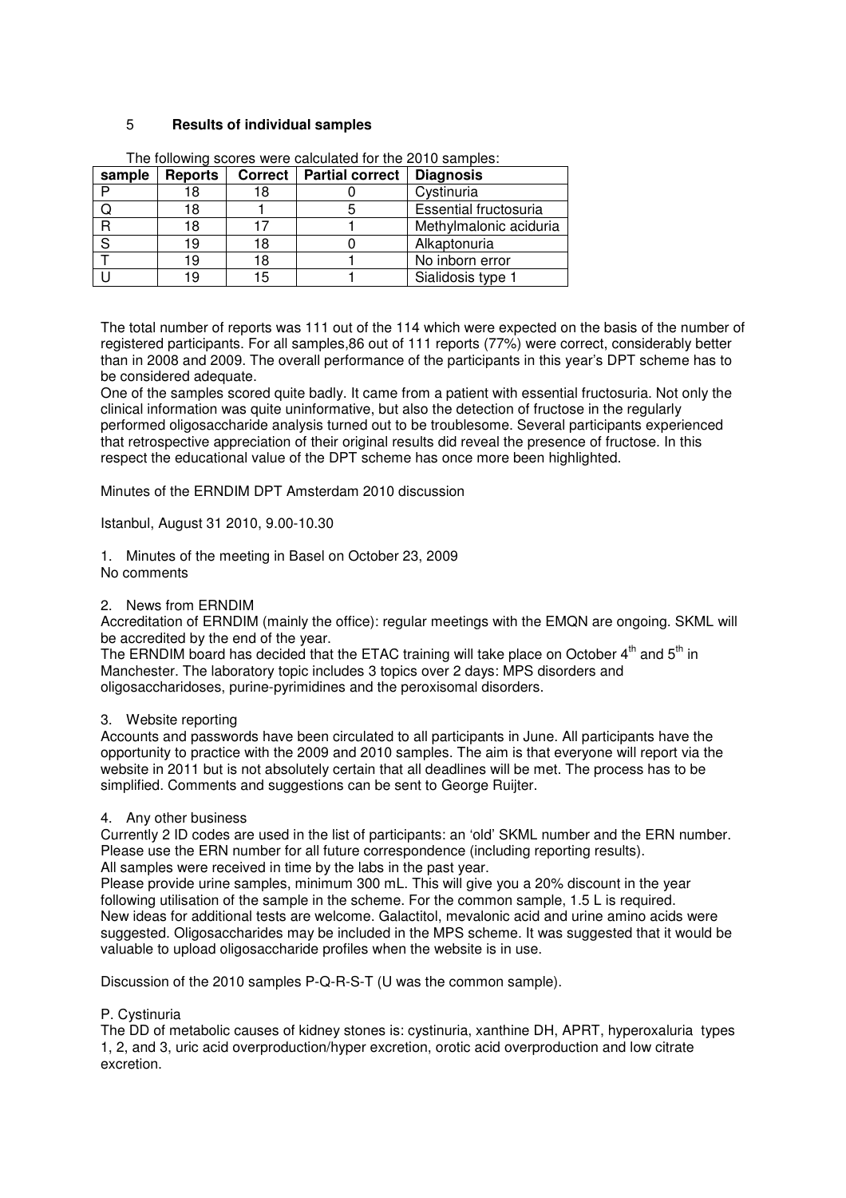## 5 **Results of individual samples**

The following scores were calculated for the 2010 samples:

| sample | Reports | Correct | Partial correct | Diagnosis |
|---|---|---|---|---|
| P | 18 | 18 | 0 | Cystinuria |
| Q | 18 | 1 | 5 | Essential fructosuria |
| R | 18 | 17 | 1 | Methylmalonic aciduria |
| S | 19 | 18 | 0 | Alkaptonuria |
| T | 19 | 18 | 1 | No inborn error |
| U | 19 | 15 | 1 | Sialidosis type 1 |

The total number of reports was 111 out of the 114 which were expected on the basis of the number of registered participants. For all samples,86 out of 111 reports (77%) were correct, considerably better than in 2008 and 2009. The overall performance of the participants in this year's DPT scheme has to be considered adequate.
One of the samples scored quite badly. It came from a patient with essential fructosuria. Not only the clinical information was quite uninformative, but also the detection of fructose in the regularly performed oligosaccharide analysis turned out to be troublesome. Several participants experienced that retrospective appreciation of their original results did reveal the presence of fructose. In this respect the educational value of the DPT scheme has once more been highlighted.

Minutes of the ERNDIM DPT Amsterdam 2010 discussion

Istanbul, August 31 2010, 9.00-10.30

1. Minutes of the meeting in Basel on October 23, 2009
No comments

2. News from ERNDIM
Accreditation of ERNDIM (mainly the office): regular meetings with the EMQN are ongoing. SKML will be accredited by the end of the year.
The ERNDIM board has decided that the ETAC training will take place on October 4th and 5th in Manchester. The laboratory topic includes 3 topics over 2 days: MPS disorders and oligosaccharidoses, purine-pyrimidines and the peroxisomal disorders.

3. Website reporting
Accounts and passwords have been circulated to all participants in June. All participants have the opportunity to practice with the 2009 and 2010 samples. The aim is that everyone will report via the website in 2011 but is not absolutely certain that all deadlines will be met. The process has to be simplified. Comments and suggestions can be sent to George Ruijter.

4. Any other business
Currently 2 ID codes are used in the list of participants: an 'old' SKML number and the ERN number. Please use the ERN number for all future correspondence (including reporting results).
All samples were received in time by the labs in the past year.
Please provide urine samples, minimum 300 mL. This will give you a 20% discount in the year following utilisation of the sample in the scheme. For the common sample, 1.5 L is required.
New ideas for additional tests are welcome. Galactitol, mevalonic acid and urine amino acids were suggested. Oligosaccharides may be included in the MPS scheme. It was suggested that it would be valuable to upload oligosaccharide profiles when the website is in use.

Discussion of the 2010 samples P-Q-R-S-T (U was the common sample).

P. Cystinuria
The DD of metabolic causes of kidney stones is: cystinuria, xanthine DH, APRT, hyperoxaluria types 1, 2, and 3, uric acid overproduction/hyper excretion, orotic acid overproduction and low citrate excretion.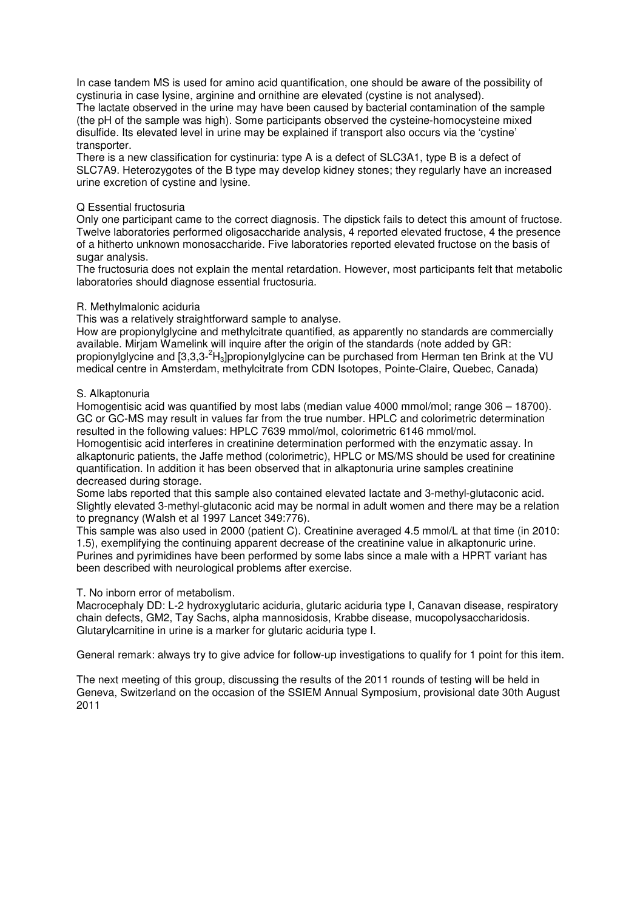In case tandem MS is used for amino acid quantification, one should be aware of the possibility of cystinuria in case lysine, arginine and ornithine are elevated (cystine is not analysed).
The lactate observed in the urine may have been caused by bacterial contamination of the sample (the pH of the sample was high). Some participants observed the cysteine-homocysteine mixed disulfide. Its elevated level in urine may be explained if transport also occurs via the 'cystine' transporter.
There is a new classification for cystinuria: type A is a defect of SLC3A1, type B is a defect of SLC7A9. Heterozygotes of the B type may develop kidney stones; they regularly have an increased urine excretion of cystine and lysine.

### Q Essential fructosuria

Only one participant came to the correct diagnosis. The dipstick fails to detect this amount of fructose. Twelve laboratories performed oligosaccharide analysis, 4 reported elevated fructose, 4 the presence of a hitherto unknown monosaccharide. Five laboratories reported elevated fructose on the basis of sugar analysis.
The fructosuria does not explain the mental retardation. However, most participants felt that metabolic laboratories should diagnose essential fructosuria.

### R. Methylmalonic aciduria

This was a relatively straightforward sample to analyse.
How are propionylglycine and methylcitrate quantified, as apparently no standards are commercially available. Mirjam Wamelink will inquire after the origin of the standards (note added by GR: propionylglycine and [3,3,3-$^{2}H_3$]propionylglycine can be purchased from Herman ten Brink at the VU medical centre in Amsterdam, methylcitrate from CDN Isotopes, Pointe-Claire, Quebec, Canada)

### S. Alkaptonuria

Homogentisic acid was quantified by most labs (median value 4000 mmol/mol; range 306 – 18700). GC or GC-MS may result in values far from the true number. HPLC and colorimetric determination resulted in the following values: HPLC 7639 mmol/mol, colorimetric 6146 mmol/mol.
Homogentisic acid interferes in creatinine determination performed with the enzymatic assay. In alkaptonuric patients, the Jaffe method (colorimetric), HPLC or MS/MS should be used for creatinine quantification. In addition it has been observed that in alkaptonuria urine samples creatinine decreased during storage.
Some labs reported that this sample also contained elevated lactate and 3-methyl-glutaconic acid. Slightly elevated 3-methyl-glutaconic acid may be normal in adult women and there may be a relation to pregnancy (Walsh et al 1997 Lancet 349:776).
This sample was also used in 2000 (patient C). Creatinine averaged 4.5 mmol/L at that time (in 2010: 1.5), exemplifying the continuing apparent decrease of the creatinine value in alkaptonuric urine.
Purines and pyrimidines have been performed by some labs since a male with a HPRT variant has been described with neurological problems after exercise.

### T. No inborn error of metabolism.

Macrocephaly DD: L-2 hydroxyglutaric aciduria, glutaric aciduria type I, Canavan disease, respiratory chain defects, GM2, Tay Sachs, alpha mannosidosis, Krabbe disease, mucopolysaccharidosis. Glutarylcarnitine in urine is a marker for glutaric aciduria type I.

General remark: always try to give advice for follow-up investigations to qualify for 1 point for this item.

The next meeting of this group, discussing the results of the 2011 rounds of testing will be held in Geneva, Switzerland on the occasion of the SSIEM Annual Symposium, provisional date 30th August 2011